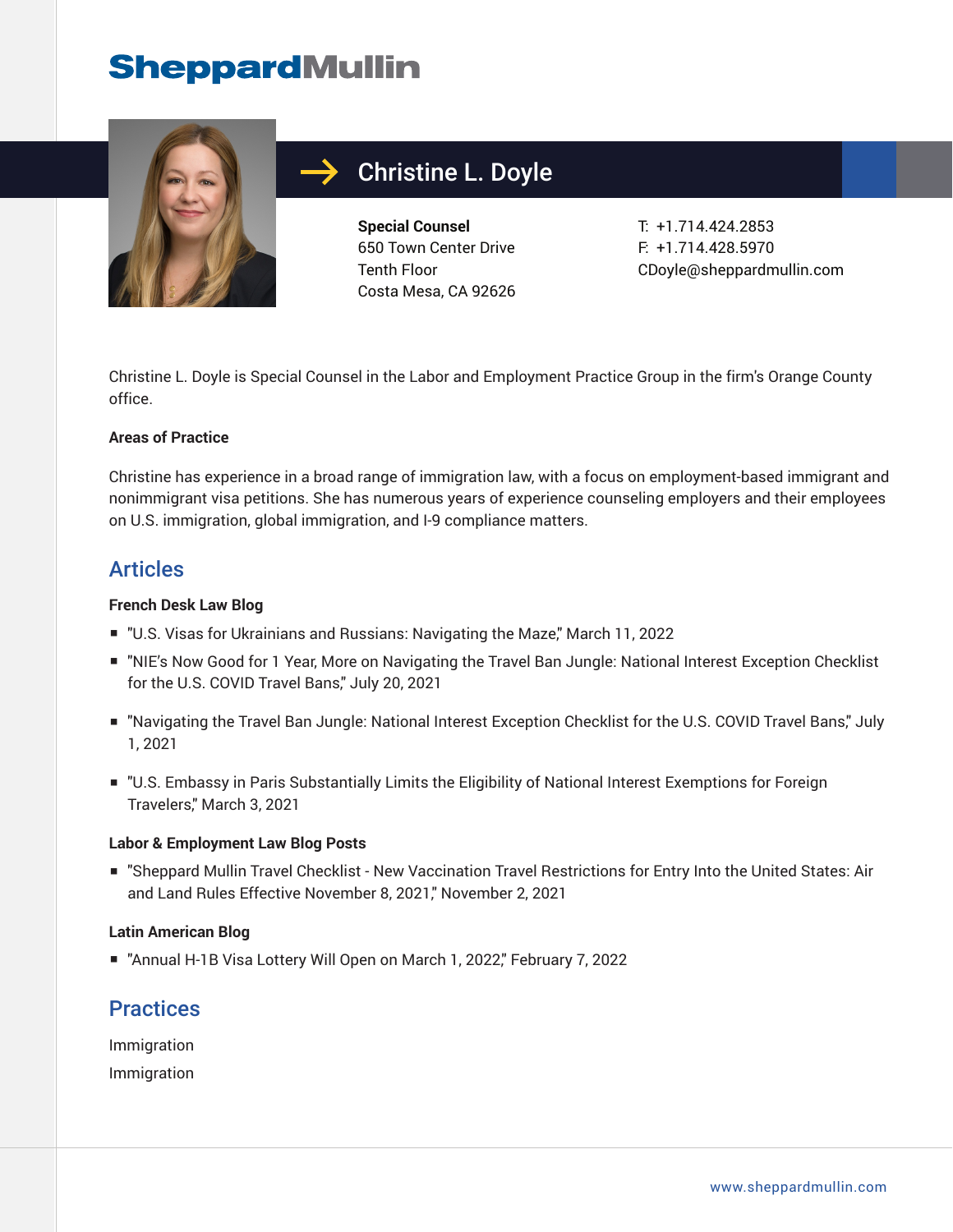# SheppardMullin

## Christine L. Doyle

**Special Counsel**
650 Town Center Drive
Tenth Floor
Costa Mesa, CA 92626

T: +1.714.424.2853
F: +1.714.428.5970
CDoyle@sheppardmullin.com

Christine L. Doyle is Special Counsel in the Labor and Employment Practice Group in the firm's Orange County office.

**Areas of Practice**

Christine has experience in a broad range of immigration law, with a focus on employment-based immigrant and nonimmigrant visa petitions. She has numerous years of experience counseling employers and their employees on U.S. immigration, global immigration, and I-9 compliance matters.

## Articles

**French Desk Law Blog**

- "U.S. Visas for Ukrainians and Russians: Navigating the Maze," March 11, 2022
- "NIE's Now Good for 1 Year, More on Navigating the Travel Ban Jungle: National Interest Exception Checklist for the U.S. COVID Travel Bans," July 20, 2021
- "Navigating the Travel Ban Jungle: National Interest Exception Checklist for the U.S. COVID Travel Bans," July 1, 2021
- "U.S. Embassy in Paris Substantially Limits the Eligibility of National Interest Exemptions for Foreign Travelers," March 3, 2021

**Labor & Employment Law Blog Posts**

- "Sheppard Mullin Travel Checklist - New Vaccination Travel Restrictions for Entry Into the United States: Air and Land Rules Effective November 8, 2021," November 2, 2021

**Latin American Blog**

- "Annual H-1B Visa Lottery Will Open on March 1, 2022," February 7, 2022

## Practices

Immigration

Immigration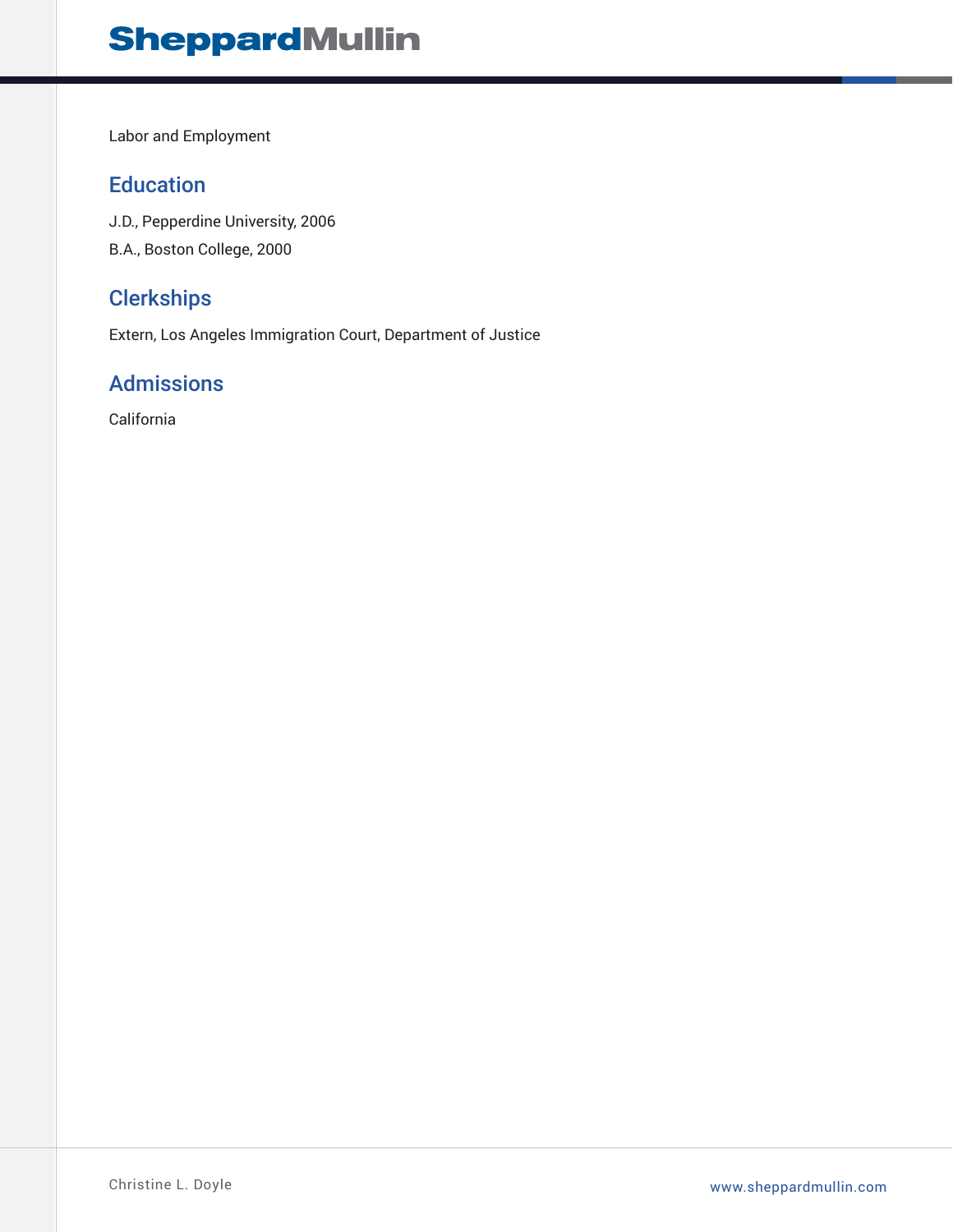Labor and Employment

## Education

J.D., Pepperdine University, 2006

B.A., Boston College, 2000

## Clerkships

Extern, Los Angeles Immigration Court, Department of Justice

## Admissions

California